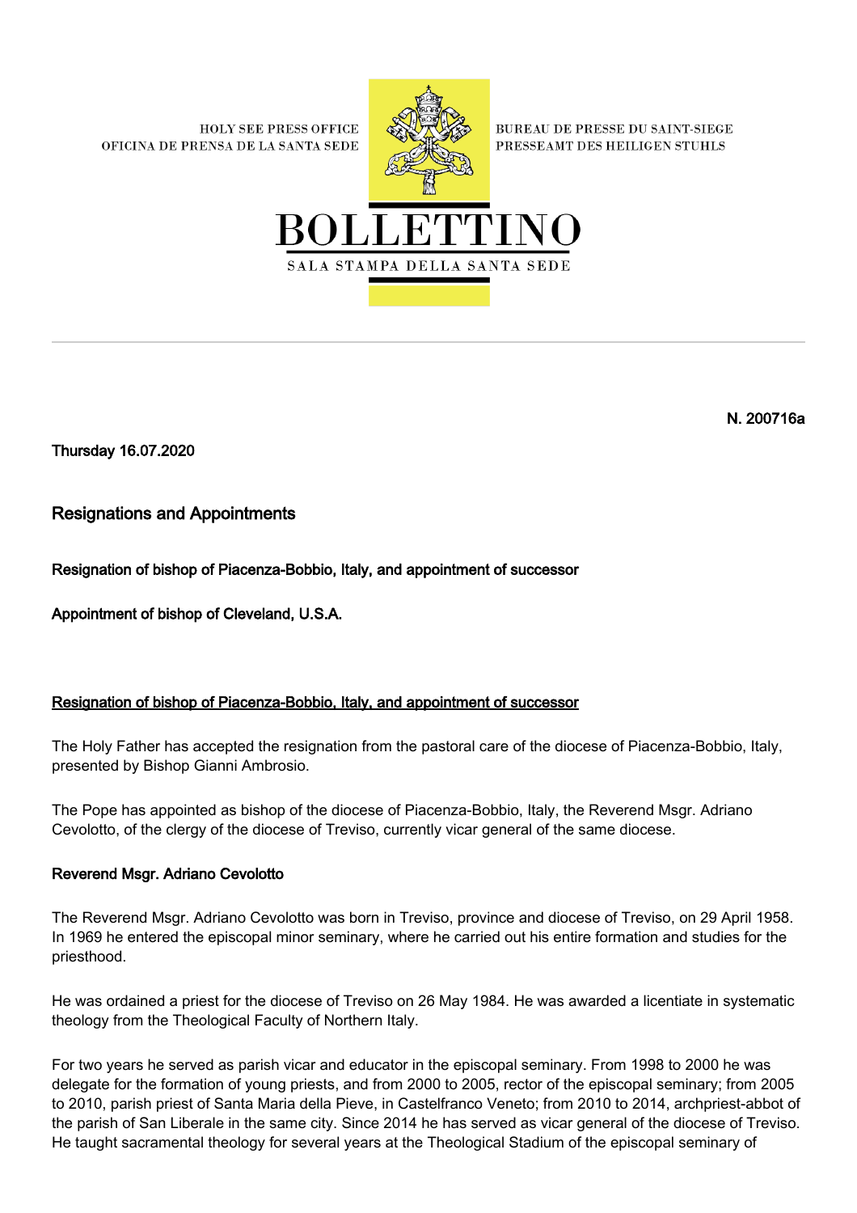HOLY SEE PRESS OFFICE
OFICINA DE PRENSA DE LA SANTA SEDE

BUREAU DE PRESSE DU SAINT-SIEGE
PRESSEAMT DES HEILIGEN STUHLS

# BOLLETTINO

SALA STAMPA DELLA SANTA SEDE

---

**N. 200716a**

**Thursday 16.07.2020**

## Resignations and Appointments

**Resignation of bishop of Piacenza-Bobbio, Italy, and appointment of successor**

**Appointment of bishop of Cleveland, U.S.A.**

### Resignation of bishop of Piacenza-Bobbio, Italy, and appointment of successor

The Holy Father has accepted the resignation from the pastoral care of the diocese of Piacenza-Bobbio, Italy, presented by Bishop Gianni Ambrosio.

The Pope has appointed as bishop of the diocese of Piacenza-Bobbio, Italy, the Reverend Msgr. Adriano Cevolotto, of the clergy of the diocese of Treviso, currently vicar general of the same diocese.

**Reverend Msgr. Adriano Cevolotto**

The Reverend Msgr. Adriano Cevolotto was born in Treviso, province and diocese of Treviso, on 29 April 1958. In 1969 he entered the episcopal minor seminary, where he carried out his entire formation and studies for the priesthood.

He was ordained a priest for the diocese of Treviso on 26 May 1984. He was awarded a licentiate in systematic theology from the Theological Faculty of Northern Italy.

For two years he served as parish vicar and educator in the episcopal seminary. From 1998 to 2000 he was delegate for the formation of young priests, and from 2000 to 2005, rector of the episcopal seminary; from 2005 to 2010, parish priest of Santa Maria della Pieve, in Castelfranco Veneto; from 2010 to 2014, archpriest-abbot of the parish of San Liberale in the same city. Since 2014 he has served as vicar general of the diocese of Treviso. He taught sacramental theology for several years at the Theological Stadium of the episcopal seminary of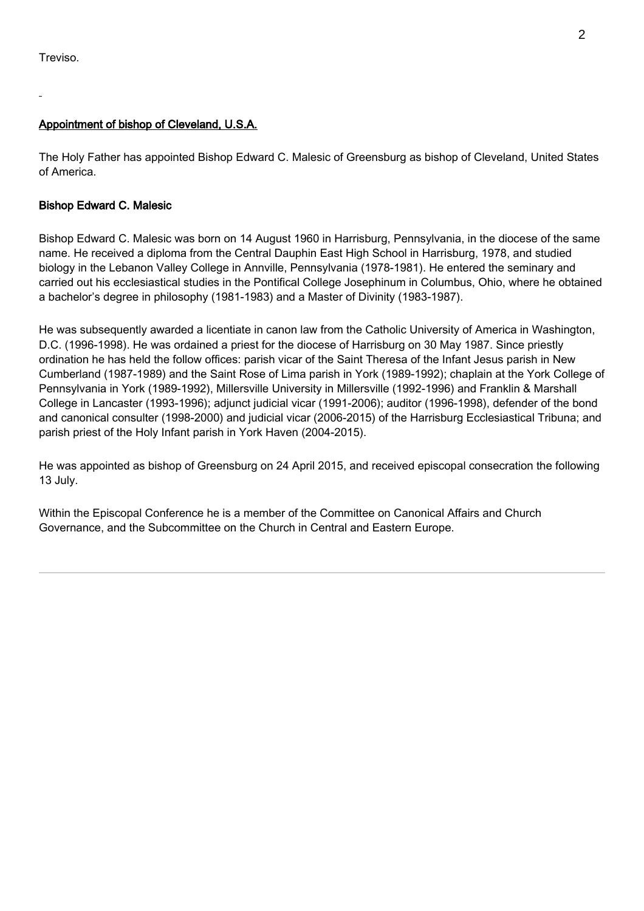Treviso.

## Appointment of bishop of Cleveland, U.S.A.

The Holy Father has appointed Bishop Edward C. Malesic of Greensburg as bishop of Cleveland, United States of America.

### Bishop Edward C. Malesic

Bishop Edward C. Malesic was born on 14 August 1960 in Harrisburg, Pennsylvania, in the diocese of the same name. He received a diploma from the Central Dauphin East High School in Harrisburg, 1978, and studied biology in the Lebanon Valley College in Annville, Pennsylvania (1978-1981). He entered the seminary and carried out his ecclesiastical studies in the Pontifical College Josephinum in Columbus, Ohio, where he obtained a bachelor's degree in philosophy (1981-1983) and a Master of Divinity (1983-1987).

He was subsequently awarded a licentiate in canon law from the Catholic University of America in Washington, D.C. (1996-1998). He was ordained a priest for the diocese of Harrisburg on 30 May 1987. Since priestly ordination he has held the follow offices: parish vicar of the Saint Theresa of the Infant Jesus parish in New Cumberland (1987-1989) and the Saint Rose of Lima parish in York (1989-1992); chaplain at the York College of Pennsylvania in York (1989-1992), Millersville University in Millersville (1992-1996) and Franklin & Marshall College in Lancaster (1993-1996); adjunct judicial vicar (1991-2006); auditor (1996-1998), defender of the bond and canonical consulter (1998-2000) and judicial vicar (2006-2015) of the Harrisburg Ecclesiastical Tribuna; and parish priest of the Holy Infant parish in York Haven (2004-2015).

He was appointed as bishop of Greensburg on 24 April 2015, and received episcopal consecration the following 13 July.

Within the Episcopal Conference he is a member of the Committee on Canonical Affairs and Church Governance, and the Subcommittee on the Church in Central and Eastern Europe.